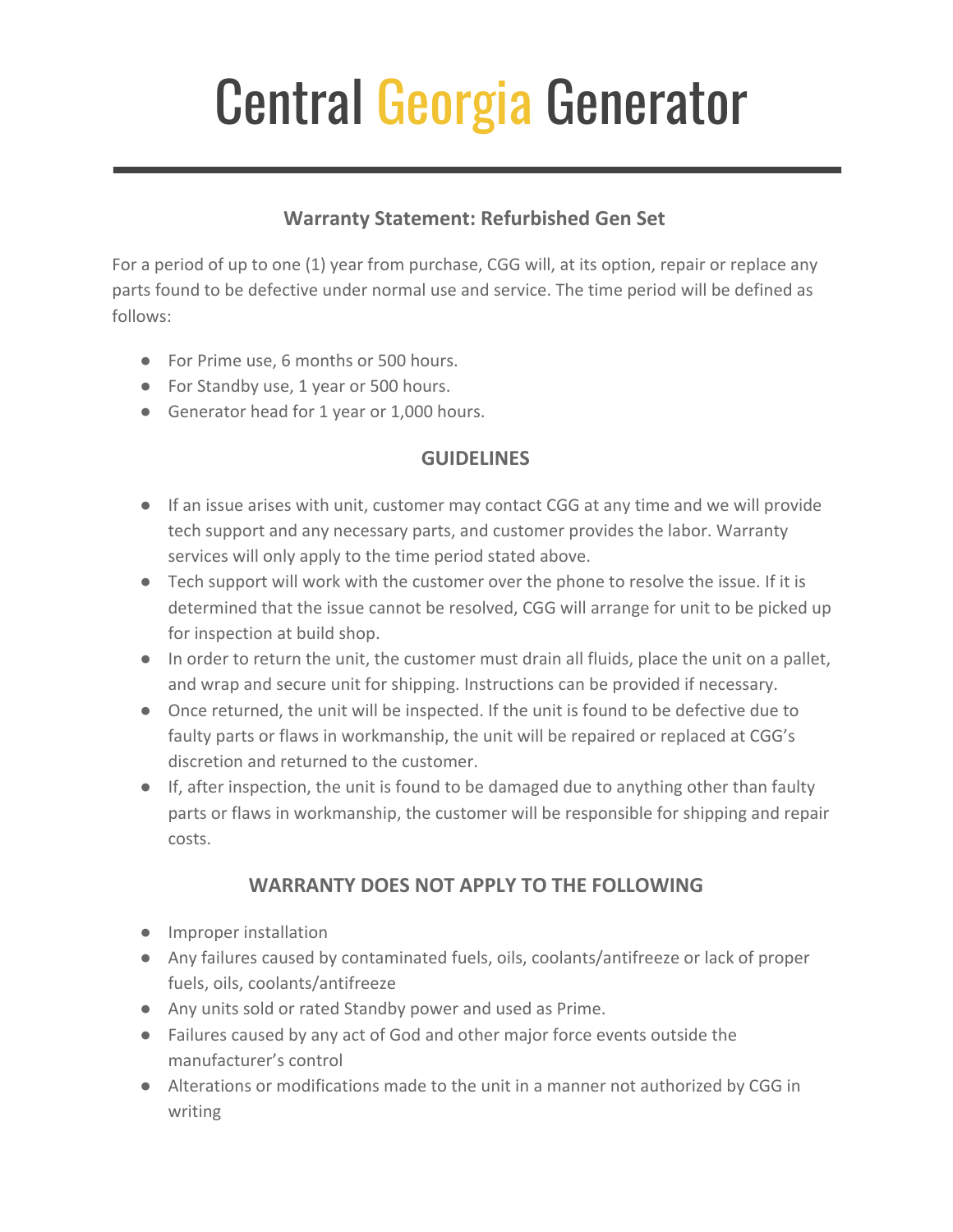# Central Georgia Generator

---

### Warranty Statement: Refurbished Gen Set

For a period of up to one (1) year from purchase, CGG will, at its option, repair or replace any parts found to be defective under normal use and service. The time period will be defined as follows:

- For Prime use, 6 months or 500 hours.
- For Standby use, 1 year or 500 hours.
- Generator head for 1 year or 1,000 hours.

### GUIDELINES

- If an issue arises with unit, customer may contact CGG at any time and we will provide tech support and any necessary parts, and customer provides the labor. Warranty services will only apply to the time period stated above.
- Tech support will work with the customer over the phone to resolve the issue. If it is determined that the issue cannot be resolved, CGG will arrange for unit to be picked up for inspection at build shop.
- In order to return the unit, the customer must drain all fluids, place the unit on a pallet, and wrap and secure unit for shipping. Instructions can be provided if necessary.
- Once returned, the unit will be inspected. If the unit is found to be defective due to faulty parts or flaws in workmanship, the unit will be repaired or replaced at CGG's discretion and returned to the customer.
- If, after inspection, the unit is found to be damaged due to anything other than faulty parts or flaws in workmanship, the customer will be responsible for shipping and repair costs.

### WARRANTY DOES NOT APPLY TO THE FOLLOWING

- Improper installation
- Any failures caused by contaminated fuels, oils, coolants/antifreeze or lack of proper fuels, oils, coolants/antifreeze
- Any units sold or rated Standby power and used as Prime.
- Failures caused by any act of God and other major force events outside the manufacturer's control
- Alterations or modifications made to the unit in a manner not authorized by CGG in writing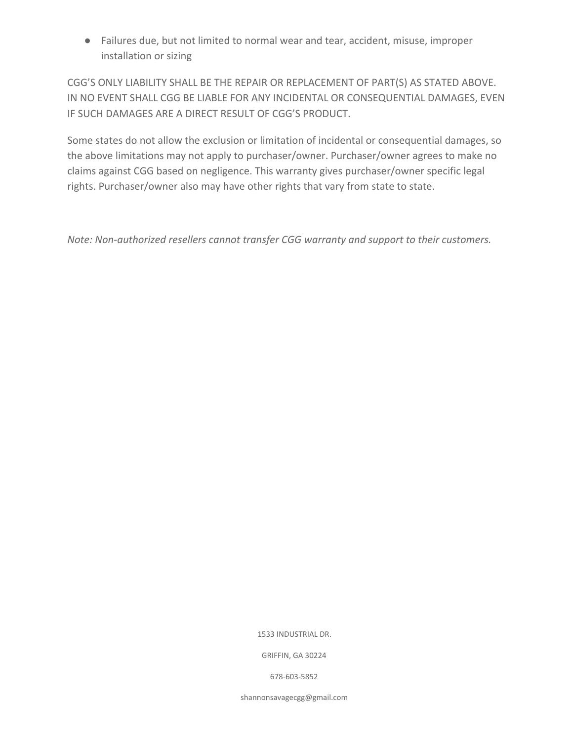- Failures due, but not limited to normal wear and tear, accident, misuse, improper installation or sizing

CGG'S ONLY LIABILITY SHALL BE THE REPAIR OR REPLACEMENT OF PART(S) AS STATED ABOVE. IN NO EVENT SHALL CGG BE LIABLE FOR ANY INCIDENTAL OR CONSEQUENTIAL DAMAGES, EVEN IF SUCH DAMAGES ARE A DIRECT RESULT OF CGG'S PRODUCT.

Some states do not allow the exclusion or limitation of incidental or consequential damages, so the above limitations may not apply to purchaser/owner. Purchaser/owner agrees to make no claims against CGG based on negligence. This warranty gives purchaser/owner specific legal rights. Purchaser/owner also may have other rights that vary from state to state.

*Note: Non-authorized resellers cannot transfer CGG warranty and support to their customers.*

1533 INDUSTRIAL DR.

GRIFFIN, GA 30224

678-603-5852

shannonsavagecgg@gmail.com